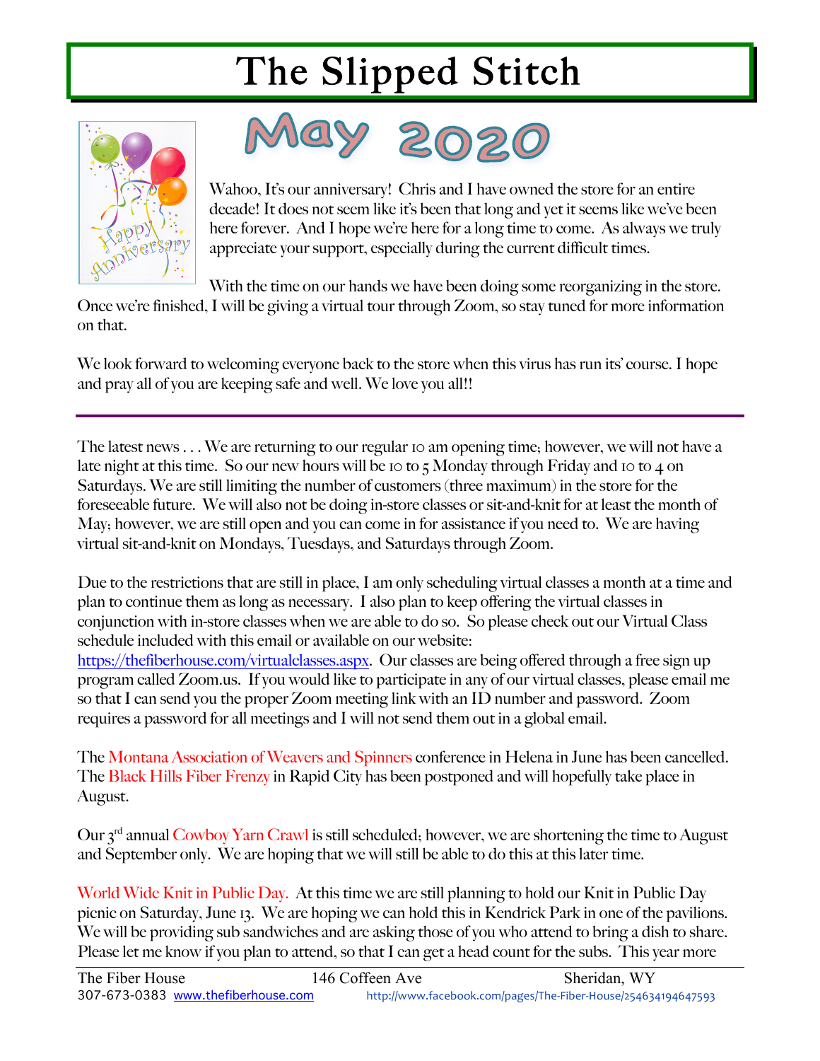# The Slipped Stitch

## May 2020

Wahoo, It's our anniversary! Chris and I have owned the store for an entire decade! It does not seem like it's been that long and yet it seems like we've been here forever. And I hope we're here for a long time to come. As always we truly appreciate your support, especially during the current difficult times.

With the time on our hands we have been doing some reorganizing in the store. Once we're finished, I will be giving a virtual tour through Zoom, so stay tuned for more information on that.

We look forward to welcoming everyone back to the store when this virus has run its' course. I hope and pray all of you are keeping safe and well. We love you all!!

---

The latest news . . . We are returning to our regular 10 am opening time; however, we will not have a late night at this time. So our new hours will be 10 to 5 Monday through Friday and 10 to 4 on Saturdays. We are still limiting the number of customers (three maximum) in the store for the foreseeable future. We will also not be doing in-store classes or sit-and-knit for at least the month of May; however, we are still open and you can come in for assistance if you need to. We are having virtual sit-and-knit on Mondays, Tuesdays, and Saturdays through Zoom.

Due to the restrictions that are still in place, I am only scheduling virtual classes a month at a time and plan to continue them as long as necessary. I also plan to keep offering the virtual classes in conjunction with in-store classes when we are able to do so. So please check out our Virtual Class schedule included with this email or available on our website: https://thefiberhouse.com/virtualclasses.aspx. Our classes are being offered through a free sign up program called Zoom.us. If you would like to participate in any of our virtual classes, please email me so that I can send you the proper Zoom meeting link with an ID number and password. Zoom requires a password for all meetings and I will not send them out in a global email.

The Montana Association of Weavers and Spinners conference in Helena in June has been cancelled. The Black Hills Fiber Frenzy in Rapid City has been postponed and will hopefully take place in August.

Our 3rd annual Cowboy Yarn Crawl is still scheduled; however, we are shortening the time to August and September only. We are hoping that we will still be able to do this at this later time.

World Wide Knit in Public Day. At this time we are still planning to hold our Knit in Public Day picnic on Saturday, June 13. We are hoping we can hold this in Kendrick Park in one of the pavilions. We will be providing sub sandwiches and are asking those of you who attend to bring a dish to share. Please let me know if you plan to attend, so that I can get a head count for the subs. This year more

---

The Fiber House | 146 Coffeen Ave | Sheridan, WY
307-673-0383 www.thefiberhouse.com | http://www.facebook.com/pages/The-Fiber-House/254634194647593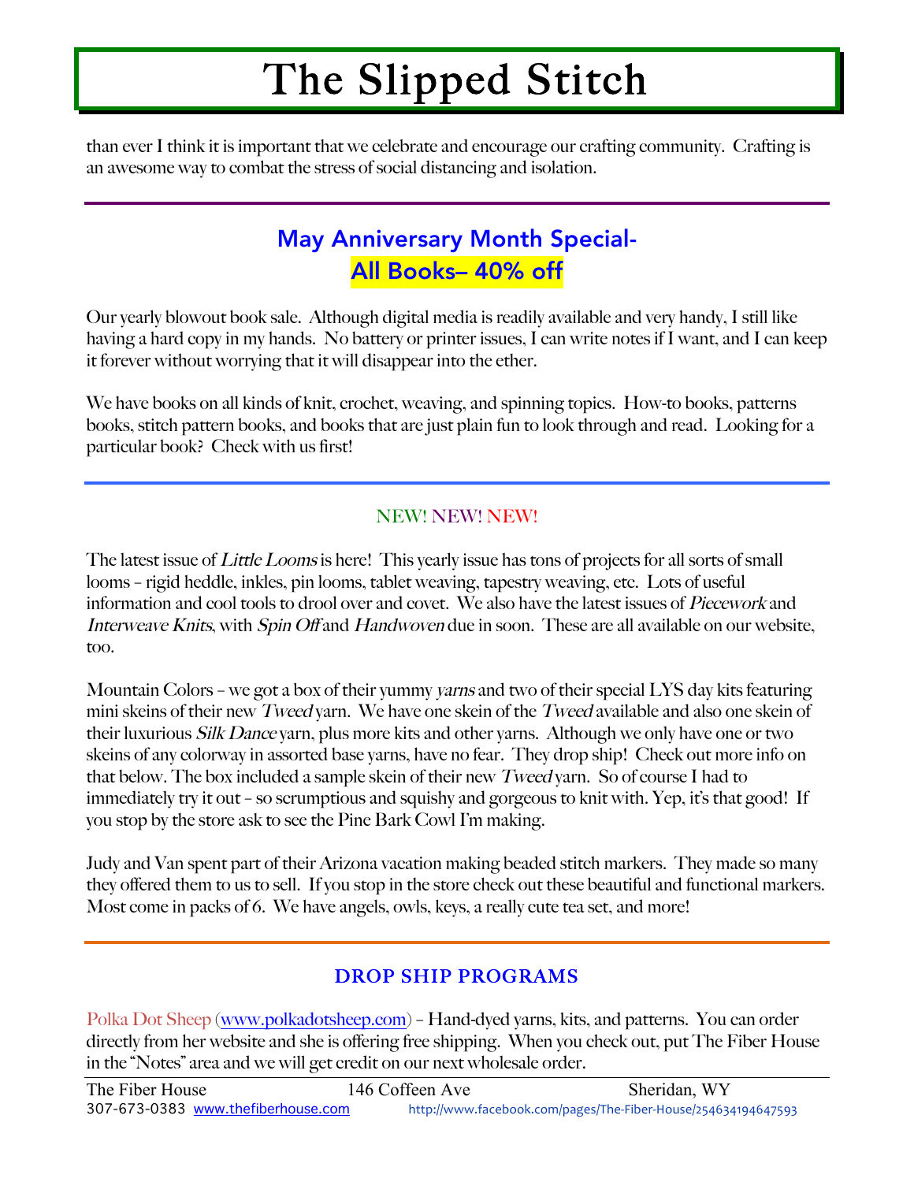than ever I think it is important that we celebrate and encourage our crafting community. Crafting is an awesome way to combat the stress of social distancing and isolation.

---

## May Anniversary Month Special-
## All Books– 40% off

Our yearly blowout book sale. Although digital media is readily available and very handy, I still like having a hard copy in my hands. No battery or printer issues, I can write notes if I want, and I can keep it forever without worrying that it will disappear into the ether.

We have books on all kinds of knit, crochet, weaving, and spinning topics. How-to books, patterns books, stitch pattern books, and books that are just plain fun to look through and read. Looking for a particular book? Check with us first!

---

### NEW! NEW! NEW!

The latest issue of *Little Looms* is here! This yearly issue has tons of projects for all sorts of small looms – rigid heddle, inkles, pin looms, tablet weaving, tapestry weaving, etc. Lots of useful information and cool tools to drool over and covet. We also have the latest issues of *Piecework* and *Interweave Knits*, with *Spin Off* and *Handwoven* due in soon. These are all available on our website, too.

Mountain Colors – we got a box of their yummy *yarns* and two of their special LYS day kits featuring mini skeins of their new *Tweed* yarn. We have one skein of the *Tweed* available and also one skein of their luxurious *Silk Dance* yarn, plus more kits and other yarns. Although we only have one or two skeins of any colorway in assorted base yarns, have no fear. They drop ship! Check out more info on that below. The box included a sample skein of their new *Tweed* yarn. So of course I had to immediately try it out – so scrumptious and squishy and gorgeous to knit with. Yep, it's that good! If you stop by the store ask to see the Pine Bark Cowl I'm making.

Judy and Van spent part of their Arizona vacation making beaded stitch markers. They made so many they offered them to us to sell. If you stop in the store check out these beautiful and functional markers. Most come in packs of 6. We have angels, owls, keys, a really cute tea set, and more!

---

### DROP SHIP PROGRAMS

Polka Dot Sheep (www.polkadotsheep.com) – Hand-dyed yarns, kits, and patterns. You can order directly from her website and she is offering free shipping. When you check out, put The Fiber House in the "Notes" area and we will get credit on our next wholesale order.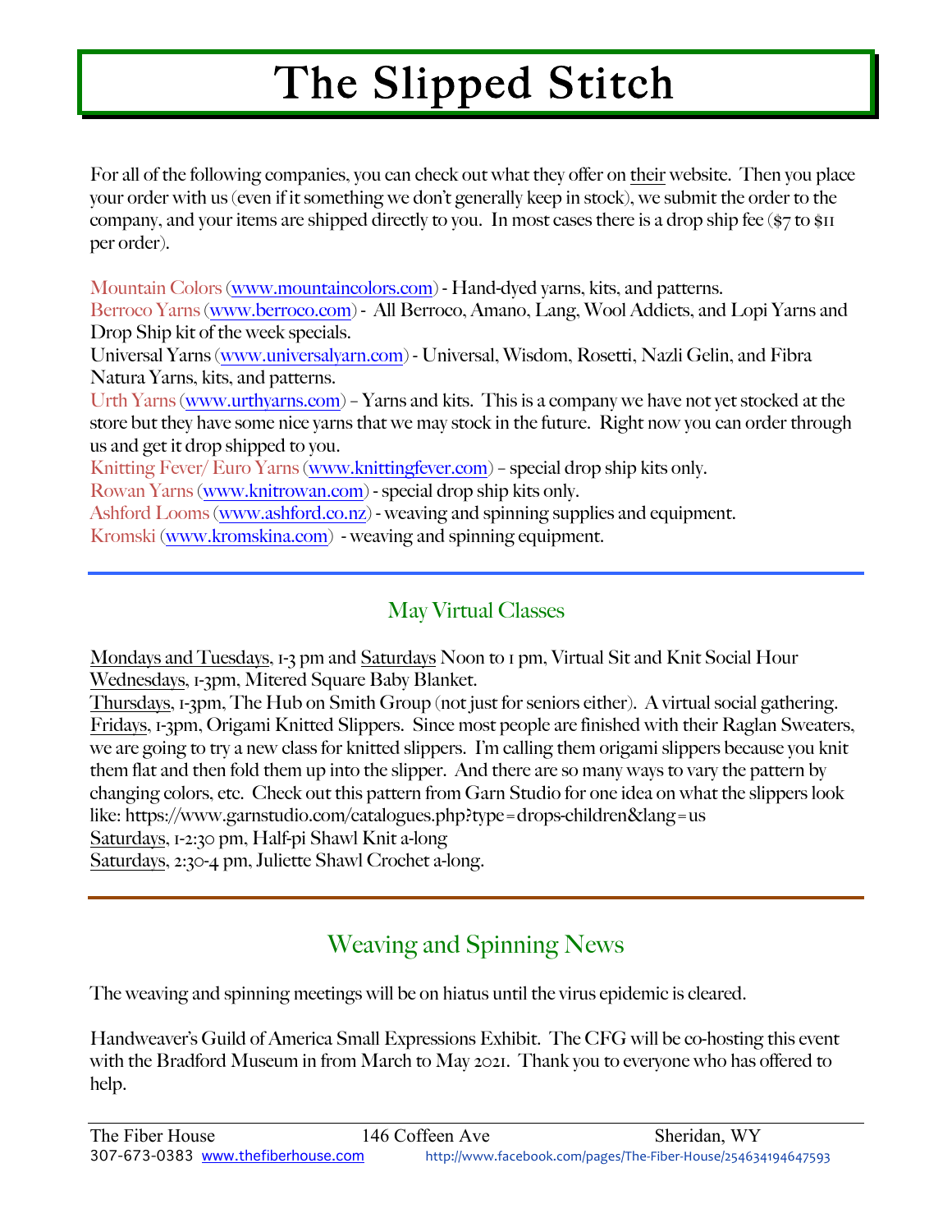# The Slipped Stitch

For all of the following companies, you can check out what they offer on their website. Then you place your order with us (even if it something we don't generally keep in stock), we submit the order to the company, and your items are shipped directly to you. In most cases there is a drop ship fee ($7 to $11 per order).

Mountain Colors (www.mountaincolors.com) - Hand-dyed yarns, kits, and patterns.
Berroco Yarns (www.berroco.com) - All Berroco, Amano, Lang, Wool Addicts, and Lopi Yarns and Drop Ship kit of the week specials.
Universal Yarns (www.universalyarn.com) - Universal, Wisdom, Rosetti, Nazli Gelin, and Fibra Natura Yarns, kits, and patterns.
Urth Yarns (www.urthyarns.com) – Yarns and kits. This is a company we have not yet stocked at the store but they have some nice yarns that we may stock in the future. Right now you can order through us and get it drop shipped to you.
Knitting Fever/ Euro Yarns (www.knittingfever.com) – special drop ship kits only.
Rowan Yarns (www.knitrowan.com) - special drop ship kits only.
Ashford Looms (www.ashford.co.nz) - weaving and spinning supplies and equipment.
Kromski (www.kromskina.com) - weaving and spinning equipment.

## May Virtual Classes

Mondays and Tuesdays, 1-3 pm and Saturdays Noon to 1 pm, Virtual Sit and Knit Social Hour
Wednesdays, 1-3pm, Mitered Square Baby Blanket.
Thursdays, 1-3pm, The Hub on Smith Group (not just for seniors either). A virtual social gathering.
Fridays, 1-3pm, Origami Knitted Slippers. Since most people are finished with their Raglan Sweaters, we are going to try a new class for knitted slippers. I'm calling them origami slippers because you knit them flat and then fold them up into the slipper. And there are so many ways to vary the pattern by changing colors, etc. Check out this pattern from Garn Studio for one idea on what the slippers look like: https://www.garnstudio.com/catalogues.php?type=drops-children&lang=us
Saturdays, 1-2:30 pm, Half-pi Shawl Knit a-long
Saturdays, 2:30-4 pm, Juliette Shawl Crochet a-long.

## Weaving and Spinning News

The weaving and spinning meetings will be on hiatus until the virus epidemic is cleared.

Handweaver's Guild of America Small Expressions Exhibit. The CFG will be co-hosting this event with the Bradford Museum in from March to May 2021. Thank you to everyone who has offered to help.

The Fiber House 146 Coffeen Ave Sheridan, WY
307-673-0383 www.thefiberhouse.com http://www.facebook.com/pages/The-Fiber-House/254634194647593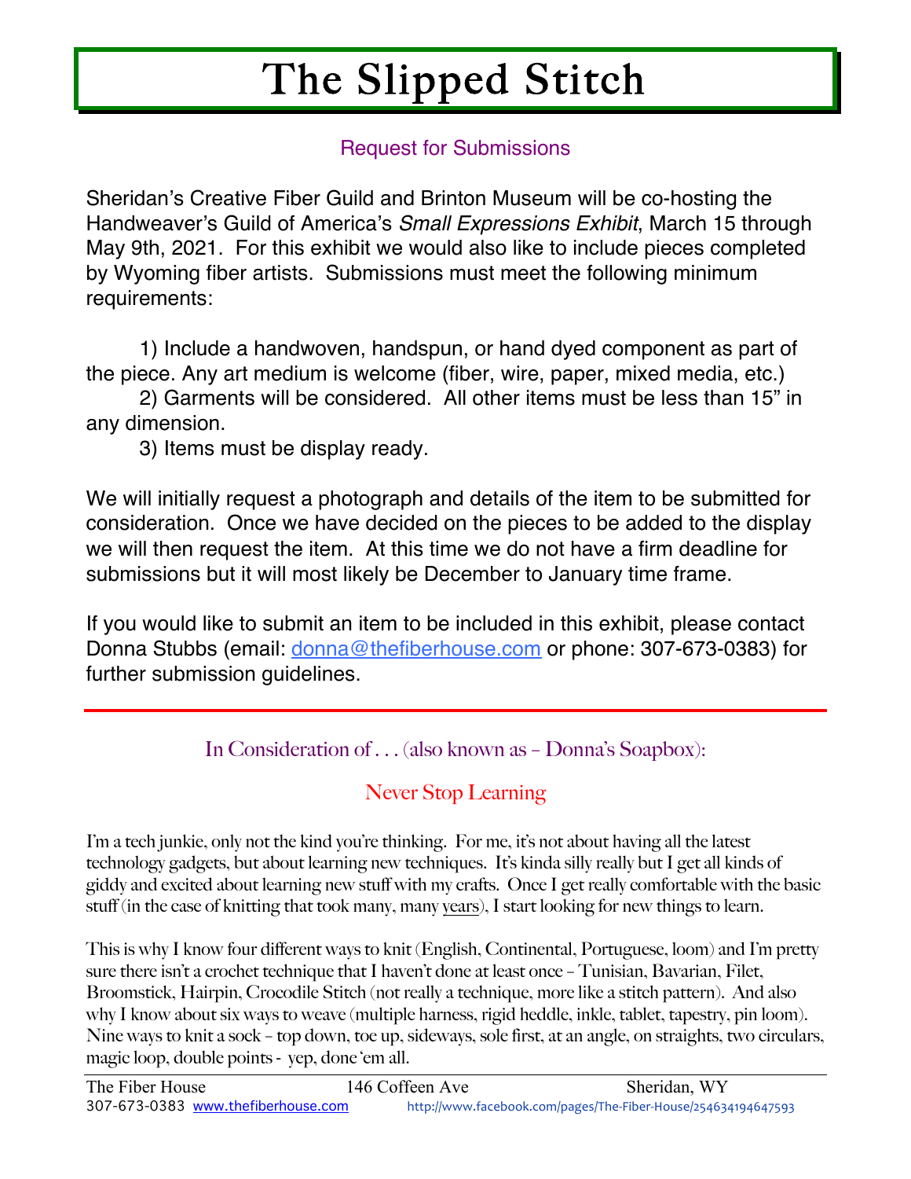# The Slipped Stitch

## Request for Submissions

Sheridan's Creative Fiber Guild and Brinton Museum will be co-hosting the Handweaver's Guild of America's *Small Expressions Exhibit*, March 15 through May 9th, 2021. For this exhibit we would also like to include pieces completed by Wyoming fiber artists. Submissions must meet the following minimum requirements:

1) Include a handwoven, handspun, or hand dyed component as part of the piece. Any art medium is welcome (fiber, wire, paper, mixed media, etc.)
2) Garments will be considered. All other items must be less than 15" in any dimension.
3) Items must be display ready.

We will initially request a photograph and details of the item to be submitted for consideration. Once we have decided on the pieces to be added to the display we will then request the item. At this time we do not have a firm deadline for submissions but it will most likely be December to January time frame.

If you would like to submit an item to be included in this exhibit, please contact Donna Stubbs (email: donna@thefiberhouse.com or phone: 307-673-0383) for further submission guidelines.

---

## In Consideration of . . . (also known as – Donna's Soapbox):

### Never Stop Learning

I'm a tech junkie, only not the kind you're thinking. For me, it's not about having all the latest technology gadgets, but about learning new techniques. It's kinda silly really but I get all kinds of giddy and excited about learning new stuff with my crafts. Once I get really comfortable with the basic stuff (in the case of knitting that took many, many years), I start looking for new things to learn.

This is why I know four different ways to knit (English, Continental, Portuguese, loom) and I'm pretty sure there isn't a crochet technique that I haven't done at least once – Tunisian, Bavarian, Filet, Broomstick, Hairpin, Crocodile Stitch (not really a technique, more like a stitch pattern). And also why I know about six ways to weave (multiple harness, rigid heddle, inkle, tablet, tapestry, pin loom). Nine ways to knit a sock – top down, toe up, sideways, sole first, at an angle, on straights, two circulars, magic loop, double points - yep, done 'em all.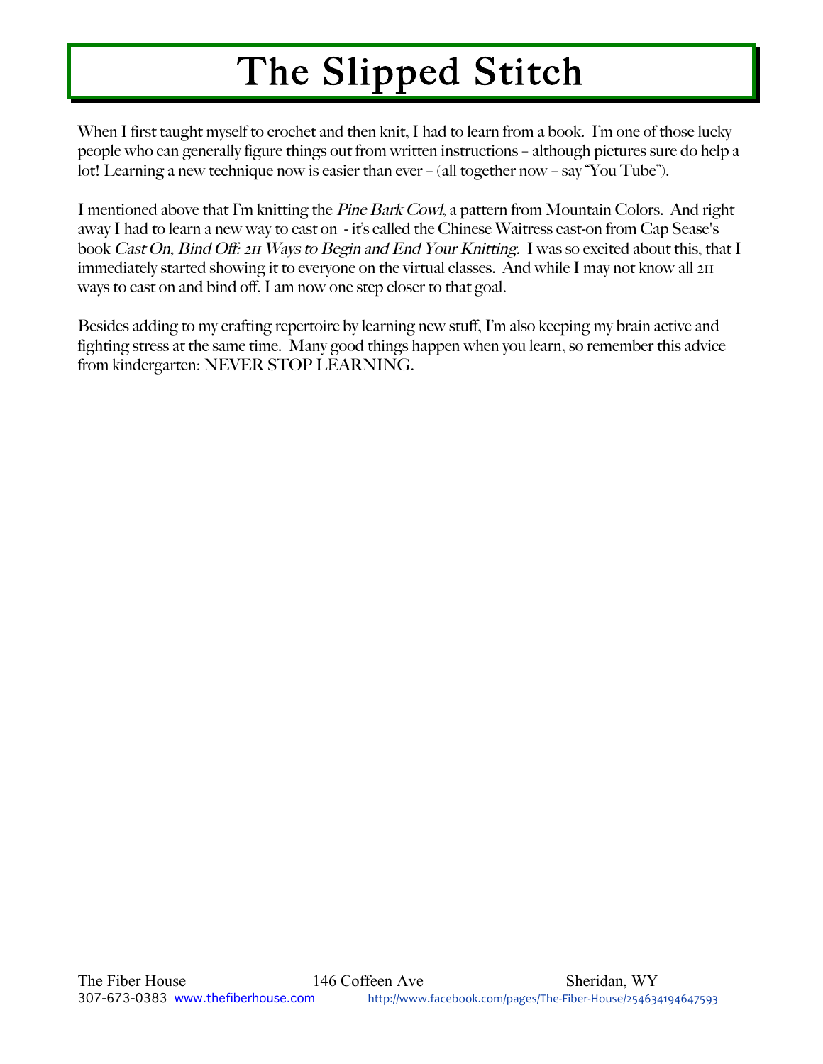# The Slipped Stitch

When I first taught myself to crochet and then knit, I had to learn from a book. I'm one of those lucky people who can generally figure things out from written instructions – although pictures sure do help a lot! Learning a new technique now is easier than ever – (all together now – say "You Tube").

I mentioned above that I'm knitting the *Pine Bark Cowl*, a pattern from Mountain Colors. And right away I had to learn a new way to cast on - it's called the Chinese Waitress cast-on from Cap Sease's book *Cast On, Bind Off: 211 Ways to Begin and End Your Knitting*. I was so excited about this, that I immediately started showing it to everyone on the virtual classes. And while I may not know all 211 ways to cast on and bind off, I am now one step closer to that goal.

Besides adding to my crafting repertoire by learning new stuff, I'm also keeping my brain active and fighting stress at the same time. Many good things happen when you learn, so remember this advice from kindergarten: NEVER STOP LEARNING.